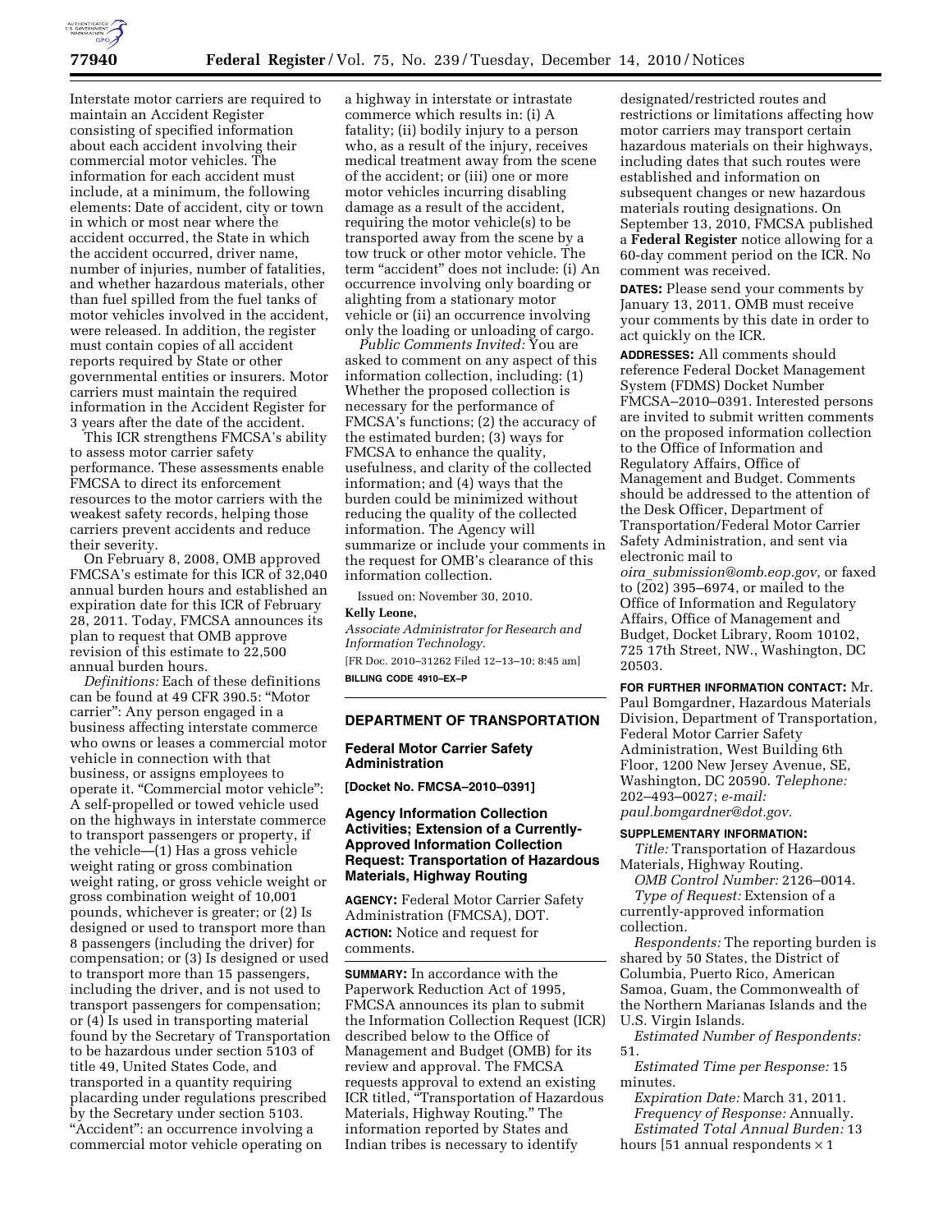Interstate motor carriers are required to maintain an Accident Register consisting of specified information about each accident involving their commercial motor vehicles. The information for each accident must include, at a minimum, the following elements: Date of accident, city or town in which or most near where the accident occurred, the State in which the accident occurred, driver name, number of injuries, number of fatalities, and whether hazardous materials, other than fuel spilled from the fuel tanks of motor vehicles involved in the accident, were released. In addition, the register must contain copies of all accident reports required by State or other governmental entities or insurers. Motor carriers must maintain the required information in the Accident Register for 3 years after the date of the accident.

This ICR strengthens FMCSA's ability to assess motor carrier safety performance. These assessments enable FMCSA to direct its enforcement resources to the motor carriers with the weakest safety records, helping those carriers prevent accidents and reduce their severity.

On February 8, 2008, OMB approved FMCSA's estimate for this ICR of 32,040 annual burden hours and established an expiration date for this ICR of February 28, 2011. Today, FMCSA announces its plan to request that OMB approve revision of this estimate to 22,500 annual burden hours.

*Definitions:* Each of these definitions can be found at 49 CFR 390.5: "Motor carrier": Any person engaged in a business affecting interstate commerce who owns or leases a commercial motor vehicle in connection with that business, or assigns employees to operate it. "Commercial motor vehicle": A self-propelled or towed vehicle used on the highways in interstate commerce to transport passengers or property, if the vehicle—(1) Has a gross vehicle weight rating or gross combination weight rating, or gross vehicle weight or gross combination weight of 10,001 pounds, whichever is greater; or (2) Is designed or used to transport more than 8 passengers (including the driver) for compensation; or (3) Is designed or used to transport more than 15 passengers, including the driver, and is not used to transport passengers for compensation; or (4) Is used in transporting material found by the Secretary of Transportation to be hazardous under section 5103 of title 49, United States Code, and transported in a quantity requiring placarding under regulations prescribed by the Secretary under section 5103. "Accident": an occurrence involving a commercial motor vehicle operating on a highway in interstate or intrastate commerce which results in: (i) A fatality; (ii) bodily injury to a person who, as a result of the injury, receives medical treatment away from the scene of the accident; or (iii) one or more motor vehicles incurring disabling damage as a result of the accident, requiring the motor vehicle(s) to be transported away from the scene by a tow truck or other motor vehicle. The term "accident" does not include: (i) An occurrence involving only boarding or alighting from a stationary motor vehicle or (ii) an occurrence involving only the loading or unloading of cargo.

*Public Comments Invited:* You are asked to comment on any aspect of this information collection, including: (1) Whether the proposed collection is necessary for the performance of FMCSA's functions; (2) the accuracy of the estimated burden; (3) ways for FMCSA to enhance the quality, usefulness, and clarity of the collected information; and (4) ways that the burden could be minimized without reducing the quality of the collected information. The Agency will summarize or include your comments in the request for OMB's clearance of this information collection.

Issued on: November 30, 2010.

**Kelly Leone,**

*Associate Administrator for Research and Information Technology.*

[FR Doc. 2010–31262 Filed 12–13–10; 8:45 am]

**BILLING CODE 4910–EX–P**

## DEPARTMENT OF TRANSPORTATION

### Federal Motor Carrier Safety Administration

**[Docket No. FMCSA–2010–0391]**

### Agency Information Collection Activities; Extension of a Currently-Approved Information Collection Request: Transportation of Hazardous Materials, Highway Routing

**AGENCY:** Federal Motor Carrier Safety Administration (FMCSA), DOT.

**ACTION:** Notice and request for comments.

**SUMMARY:** In accordance with the Paperwork Reduction Act of 1995, FMCSA announces its plan to submit the Information Collection Request (ICR) described below to the Office of Management and Budget (OMB) for its review and approval. The FMCSA requests approval to extend an existing ICR titled, "Transportation of Hazardous Materials, Highway Routing." The information reported by States and Indian tribes is necessary to identify designated/restricted routes and restrictions or limitations affecting how motor carriers may transport certain hazardous materials on their highways, including dates that such routes were established and information on subsequent changes or new hazardous materials routing designations. On September 13, 2010, FMCSA published a **Federal Register** notice allowing for a 60-day comment period on the ICR. No comment was received.

**DATES:** Please send your comments by January 13, 2011. OMB must receive your comments by this date in order to act quickly on the ICR.

**ADDRESSES:** All comments should reference Federal Docket Management System (FDMS) Docket Number FMCSA–2010–0391. Interested persons are invited to submit written comments on the proposed information collection to the Office of Information and Regulatory Affairs, Office of Management and Budget. Comments should be addressed to the attention of the Desk Officer, Department of Transportation/Federal Motor Carrier Safety Administration, and sent via electronic mail to *oira_submission@omb.eop.gov,* or faxed to (202) 395–6974, or mailed to the Office of Information and Regulatory Affairs, Office of Management and Budget, Docket Library, Room 10102, 725 17th Street, NW., Washington, DC 20503.

**FOR FURTHER INFORMATION CONTACT:** Mr. Paul Bomgardner, Hazardous Materials Division, Department of Transportation, Federal Motor Carrier Safety Administration, West Building 6th Floor, 1200 New Jersey Avenue, SE, Washington, DC 20590. *Telephone:* 202–493–0027; *e-mail: paul.bomgardner@dot.gov.*

**SUPPLEMENTARY INFORMATION:**

*Title:* Transportation of Hazardous Materials, Highway Routing.

*OMB Control Number:* 2126–0014.

*Type of Request:* Extension of a currently-approved information collection.

*Respondents:* The reporting burden is shared by 50 States, the District of Columbia, Puerto Rico, American Samoa, Guam, the Commonwealth of the Northern Marianas Islands and the U.S. Virgin Islands.

*Estimated Number of Respondents:* 51.

*Estimated Time per Response:* 15 minutes.

*Expiration Date:* March 31, 2011.

*Frequency of Response:* Annually.

*Estimated Total Annual Burden:* 13 hours [51 annual respondents × 1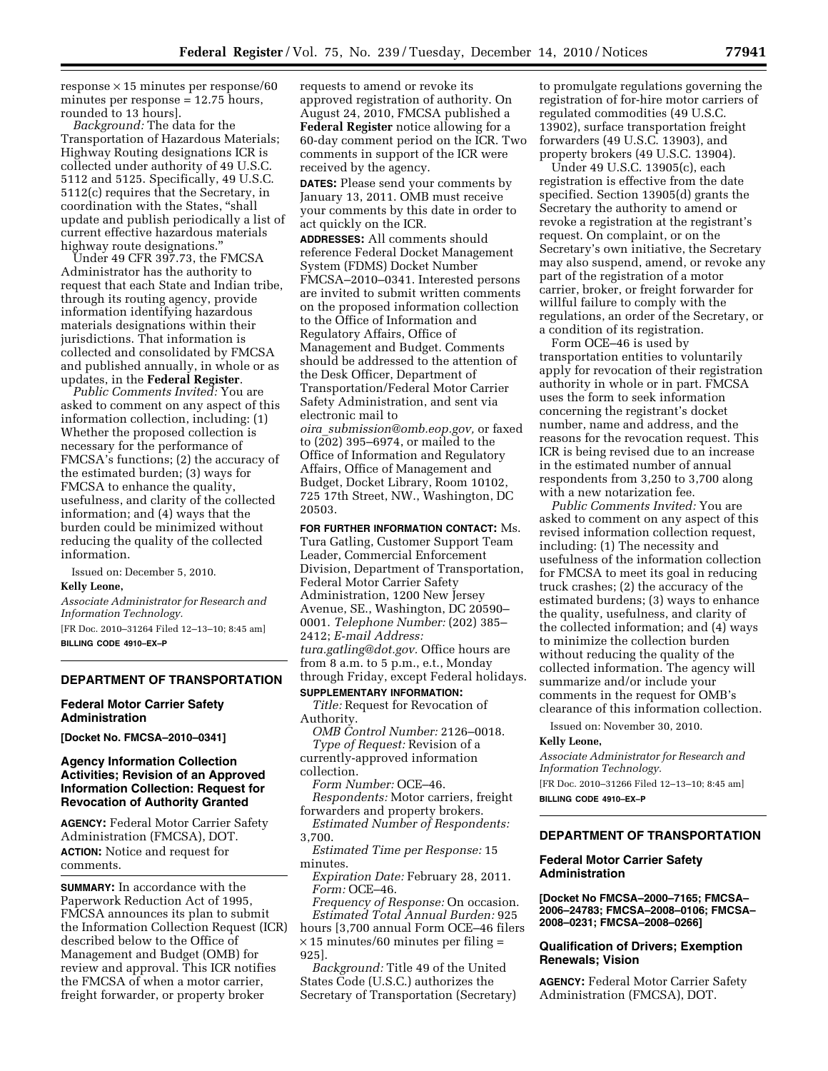response × 15 minutes per response/60 minutes per response = 12.75 hours, rounded to 13 hours].

*Background:* The data for the Transportation of Hazardous Materials; Highway Routing designations ICR is collected under authority of 49 U.S.C. 5112 and 5125. Specifically, 49 U.S.C. 5112(c) requires that the Secretary, in coordination with the States, "shall update and publish periodically a list of current effective hazardous materials highway route designations."

Under 49 CFR 397.73, the FMCSA Administrator has the authority to request that each State and Indian tribe, through its routing agency, provide information identifying hazardous materials designations within their jurisdictions. That information is collected and consolidated by FMCSA and published annually, in whole or as updates, in the **Federal Register**.

*Public Comments Invited:* You are asked to comment on any aspect of this information collection, including: (1) Whether the proposed collection is necessary for the performance of FMCSA's functions; (2) the accuracy of the estimated burden; (3) ways for FMCSA to enhance the quality, usefulness, and clarity of the collected information; and (4) ways that the burden could be minimized without reducing the quality of the collected information.

Issued on: December 5, 2010.

**Kelly Leone,**

*Associate Administrator for Research and Information Technology.*

[FR Doc. 2010–31264 Filed 12–13–10; 8:45 am]

**BILLING CODE 4910–EX–P**

## DEPARTMENT OF TRANSPORTATION

### Federal Motor Carrier Safety Administration

**[Docket No. FMCSA–2010–0341]**

### Agency Information Collection Activities; Revision of an Approved Information Collection: Request for Revocation of Authority Granted

**AGENCY:** Federal Motor Carrier Safety Administration (FMCSA), DOT.

**ACTION:** Notice and request for comments.

**SUMMARY:** In accordance with the Paperwork Reduction Act of 1995, FMCSA announces its plan to submit the Information Collection Request (ICR) described below to the Office of Management and Budget (OMB) for review and approval. This ICR notifies the FMCSA of when a motor carrier, freight forwarder, or property broker requests to amend or revoke its approved registration of authority. On August 24, 2010, FMCSA published a **Federal Register** notice allowing for a 60-day comment period on the ICR. Two comments in support of the ICR were received by the agency.

**DATES:** Please send your comments by January 13, 2011. OMB must receive your comments by this date in order to act quickly on the ICR.

**ADDRESSES:** All comments should reference Federal Docket Management System (FDMS) Docket Number FMCSA–2010–0341. Interested persons are invited to submit written comments on the proposed information collection to the Office of Information and Regulatory Affairs, Office of Management and Budget. Comments should be addressed to the attention of the Desk Officer, Department of Transportation/Federal Motor Carrier Safety Administration, and sent via electronic mail to *oira_submission@omb.eop.gov,* or faxed to (202) 395–6974, or mailed to the Office of Information and Regulatory Affairs, Office of Management and Budget, Docket Library, Room 10102, 725 17th Street, NW., Washington, DC 20503.

**FOR FURTHER INFORMATION CONTACT:** Ms. Tura Gatling, Customer Support Team Leader, Commercial Enforcement Division, Department of Transportation, Federal Motor Carrier Safety Administration, 1200 New Jersey Avenue, SE., Washington, DC 20590–0001. *Telephone Number:* (202) 385–2412; *E-mail Address: tura.gatling@dot.gov.* Office hours are from 8 a.m. to 5 p.m., e.t., Monday through Friday, except Federal holidays.

**SUPPLEMENTARY INFORMATION:**

*Title:* Request for Revocation of Authority.

*OMB Control Number:* 2126–0018.

*Type of Request:* Revision of a currently-approved information collection.

*Form Number:* OCE–46.

*Respondents:* Motor carriers, freight forwarders and property brokers.

*Estimated Number of Respondents:* 3,700.

*Estimated Time per Response:* 15 minutes.

*Expiration Date:* February 28, 2011.

*Form:* OCE–46.

*Frequency of Response:* On occasion.

*Estimated Total Annual Burden:* 925 hours [3,700 annual Form OCE–46 filers × 15 minutes/60 minutes per filing = 925].

*Background:* Title 49 of the United States Code (U.S.C.) authorizes the Secretary of Transportation (Secretary) to promulgate regulations governing the registration of for-hire motor carriers of regulated commodities (49 U.S.C. 13902), surface transportation freight forwarders (49 U.S.C. 13903), and property brokers (49 U.S.C. 13904).

Under 49 U.S.C. 13905(c), each registration is effective from the date specified. Section 13905(d) grants the Secretary the authority to amend or revoke a registration at the registrant's request. On complaint, or on the Secretary's own initiative, the Secretary may also suspend, amend, or revoke any part of the registration of a motor carrier, broker, or freight forwarder for willful failure to comply with the regulations, an order of the Secretary, or a condition of its registration.

Form OCE–46 is used by transportation entities to voluntarily apply for revocation of their registration authority in whole or in part. FMCSA uses the form to seek information concerning the registrant's docket number, name and address, and the reasons for the revocation request. This ICR is being revised due to an increase in the estimated number of annual respondents from 3,250 to 3,700 along with a new notarization fee.

*Public Comments Invited:* You are asked to comment on any aspect of this revised information collection request, including: (1) The necessity and usefulness of the information collection for FMCSA to meet its goal in reducing truck crashes; (2) the accuracy of the estimated burdens; (3) ways to enhance the quality, usefulness, and clarity of the collected information; and (4) ways to minimize the collection burden without reducing the quality of the collected information. The agency will summarize and/or include your comments in the request for OMB's clearance of this information collection.

Issued on: November 30, 2010.

**Kelly Leone,**

*Associate Administrator for Research and Information Technology.*

[FR Doc. 2010–31266 Filed 12–13–10; 8:45 am]

**BILLING CODE 4910–EX–P**

## DEPARTMENT OF TRANSPORTATION

### Federal Motor Carrier Safety Administration

**[Docket No FMCSA–2000–7165; FMCSA–2006–24783; FMCSA–2008–0106; FMCSA–2008–0231; FMCSA–2008–0266]**

### Qualification of Drivers; Exemption Renewals; Vision

**AGENCY:** Federal Motor Carrier Safety Administration (FMCSA), DOT.